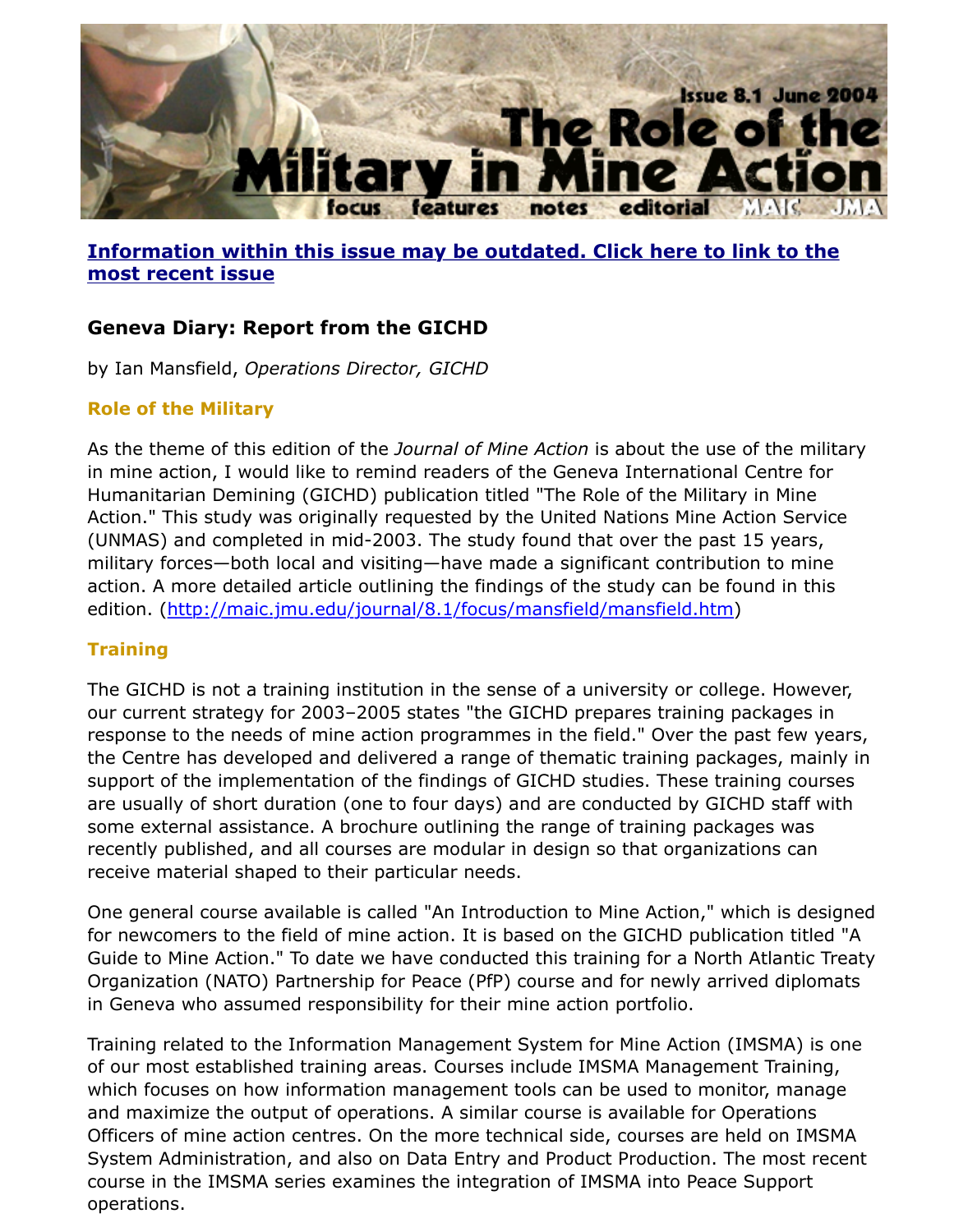**Information within this issue may be outdated. Click here to link to the most recent issue**

## Geneva Diary: Report from the GICHD

by Ian Mansfield, *Operations Director, GICHD*

### Role of the Military

As the theme of this edition of the *Journal of Mine Action* is about the use of the military in mine action, I would like to remind readers of the Geneva International Centre for Humanitarian Demining (GICHD) publication titled "The Role of the Military in Mine Action." This study was originally requested by the United Nations Mine Action Service (UNMAS) and completed in mid-2003. The study found that over the past 15 years, military forces—both local and visiting—have made a significant contribution to mine action. A more detailed article outlining the findings of the study can be found in this edition. (http://maic.jmu.edu/journal/8.1/focus/mansfield/mansfield.htm)

### Training

The GICHD is not a training institution in the sense of a university or college. However, our current strategy for 2003–2005 states "the GICHD prepares training packages in response to the needs of mine action programmes in the field." Over the past few years, the Centre has developed and delivered a range of thematic training packages, mainly in support of the implementation of the findings of GICHD studies. These training courses are usually of short duration (one to four days) and are conducted by GICHD staff with some external assistance. A brochure outlining the range of training packages was recently published, and all courses are modular in design so that organizations can receive material shaped to their particular needs.

One general course available is called "An Introduction to Mine Action," which is designed for newcomers to the field of mine action. It is based on the GICHD publication titled "A Guide to Mine Action." To date we have conducted this training for a North Atlantic Treaty Organization (NATO) Partnership for Peace (PfP) course and for newly arrived diplomats in Geneva who assumed responsibility for their mine action portfolio.

Training related to the Information Management System for Mine Action (IMSMA) is one of our most established training areas. Courses include IMSMA Management Training, which focuses on how information management tools can be used to monitor, manage and maximize the output of operations. A similar course is available for Operations Officers of mine action centres. On the more technical side, courses are held on IMSMA System Administration, and also on Data Entry and Product Production. The most recent course in the IMSMA series examines the integration of IMSMA into Peace Support operations.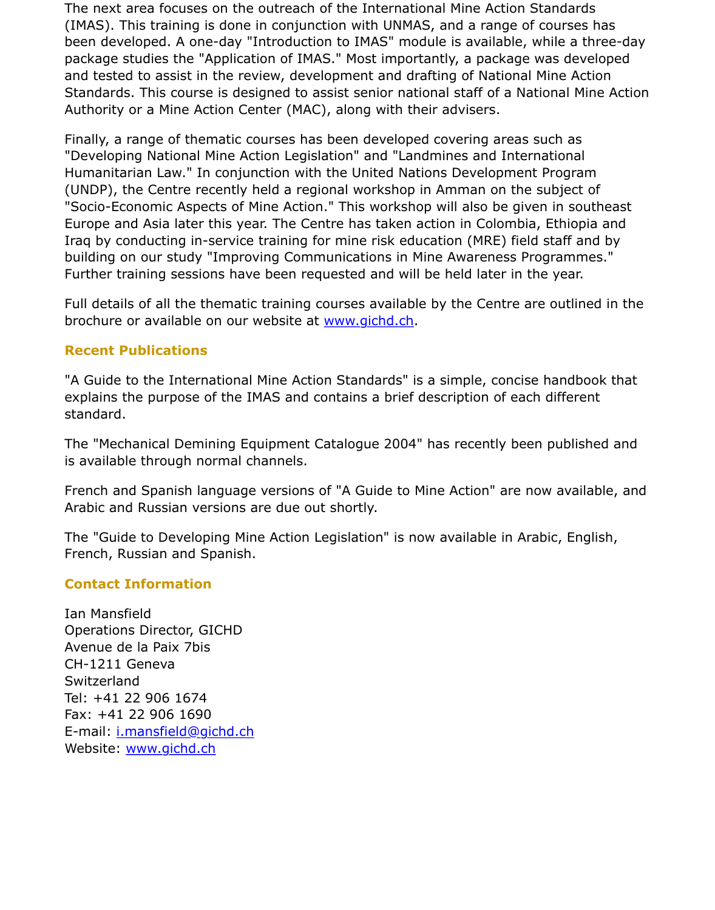The next area focuses on the outreach of the International Mine Action Standards (IMAS). This training is done in conjunction with UNMAS, and a range of courses has been developed. A one-day "Introduction to IMAS" module is available, while a three-day package studies the "Application of IMAS." Most importantly, a package was developed and tested to assist in the review, development and drafting of National Mine Action Standards. This course is designed to assist senior national staff of a National Mine Action Authority or a Mine Action Center (MAC), along with their advisers.

Finally, a range of thematic courses has been developed covering areas such as "Developing National Mine Action Legislation" and "Landmines and International Humanitarian Law." In conjunction with the United Nations Development Program (UNDP), the Centre recently held a regional workshop in Amman on the subject of "Socio-Economic Aspects of Mine Action." This workshop will also be given in southeast Europe and Asia later this year. The Centre has taken action in Colombia, Ethiopia and Iraq by conducting in-service training for mine risk education (MRE) field staff and by building on our study "Improving Communications in Mine Awareness Programmes." Further training sessions have been requested and will be held later in the year.

Full details of all the thematic training courses available by the Centre are outlined in the brochure or available on our website at [www.gichd.ch](http://www.gichd.ch).

## Recent Publications

"A Guide to the International Mine Action Standards" is a simple, concise handbook that explains the purpose of the IMAS and contains a brief description of each different standard.

The "Mechanical Demining Equipment Catalogue 2004" has recently been published and is available through normal channels.

French and Spanish language versions of "A Guide to Mine Action" are now available, and Arabic and Russian versions are due out shortly.

The "Guide to Developing Mine Action Legislation" is now available in Arabic, English, French, Russian and Spanish.

## Contact Information

Ian Mansfield
Operations Director, GICHD
Avenue de la Paix 7bis
CH-1211 Geneva
Switzerland
Tel: +41 22 906 1674
Fax: +41 22 906 1690
E-mail: [i.mansfield@gichd.ch](mailto:i.mansfield@gichd.ch)
Website: [www.gichd.ch](http://www.gichd.ch)